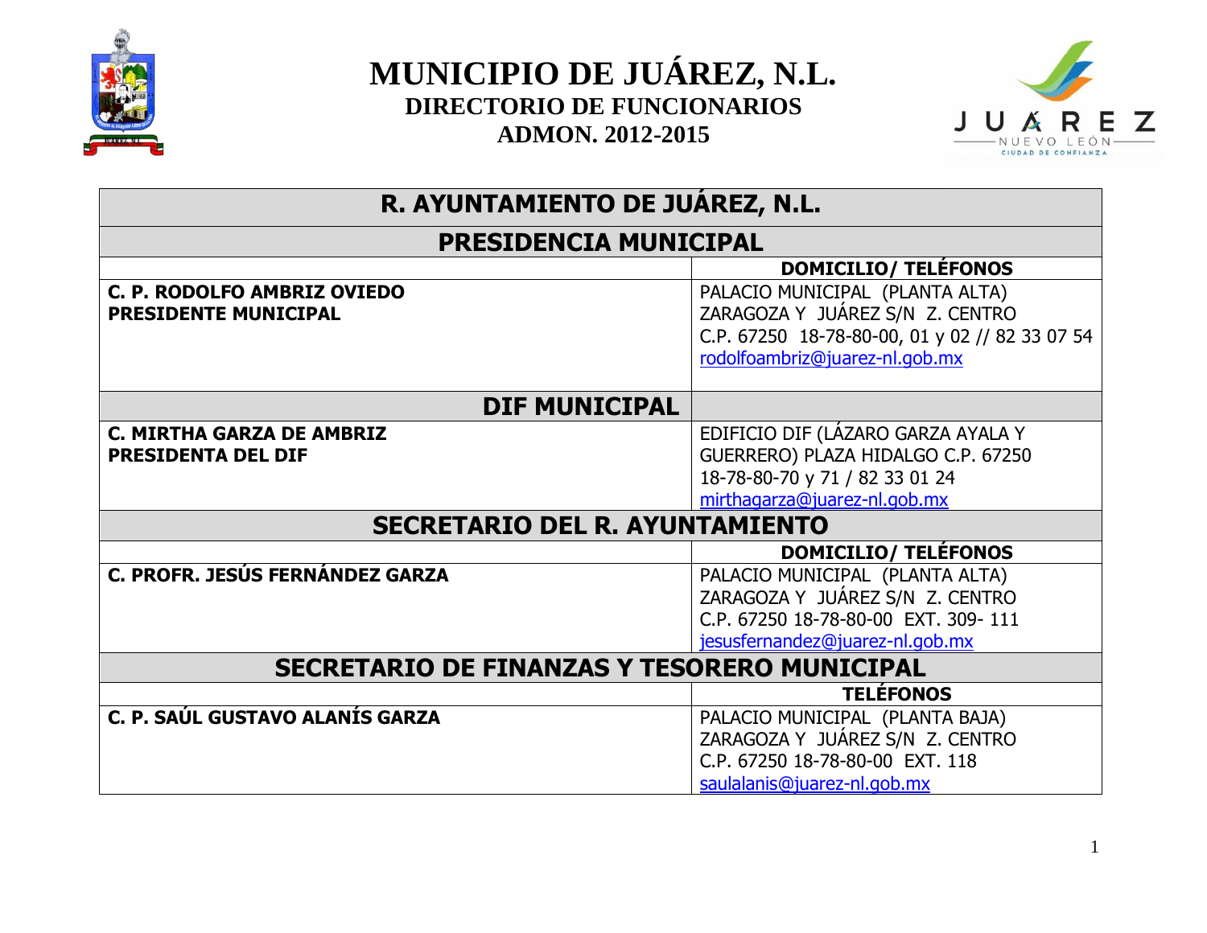# MUNICIPIO DE JUÁREZ, N.L.

## DIRECTORIO DE FUNCIONARIOS

## ADMON. 2012-2015

| R. AYUNTAMIENTO DE JUÁREZ, N.L. | |
|---|---|
| **PRESIDENCIA MUNICIPAL** | |
| | **DOMICILIO/ TELÉFONOS** |
| **C. P. RODOLFO AMBRIZ OVIEDO**<br>**PRESIDENTE MUNICIPAL** | PALACIO MUNICIPAL (PLANTA ALTA)<br>ZARAGOZA Y JUÁREZ S/N Z. CENTRO<br>C.P. 67250 18-78-80-00, 01 y 02 // 82 33 07 54<br>rodolfoambriz@juarez-nl.gob.mx |
| **DIF MUNICIPAL** | |
| **C. MIRTHA GARZA DE AMBRIZ**<br>**PRESIDENTA DEL DIF** | EDIFICIO DIF (LÁZARO GARZA AYALA Y GUERRERO) PLAZA HIDALGO C.P. 67250<br>18-78-80-70 y 71 / 82 33 01 24<br>mirthagarza@juarez-nl.gob.mx |
| **SECRETARIO DEL R. AYUNTAMIENTO** | |
| | **DOMICILIO/ TELÉFONOS** |
| **C. PROFR. JESÚS FERNÁNDEZ GARZA** | PALACIO MUNICIPAL (PLANTA ALTA)<br>ZARAGOZA Y JUÁREZ S/N Z. CENTRO<br>C.P. 67250 18-78-80-00 EXT. 309- 111<br>jesusfernandez@juarez-nl.gob.mx |
| **SECRETARIO DE FINANZAS Y TESORERO MUNICIPAL** | |
| | **TELÉFONOS** |
| **C. P. SAÚL GUSTAVO ALANÍS GARZA** | PALACIO MUNICIPAL (PLANTA BAJA)<br>ZARAGOZA Y JUÁREZ S/N Z. CENTRO<br>C.P. 67250 18-78-80-00 EXT. 118<br>saulalanis@juarez-nl.gob.mx |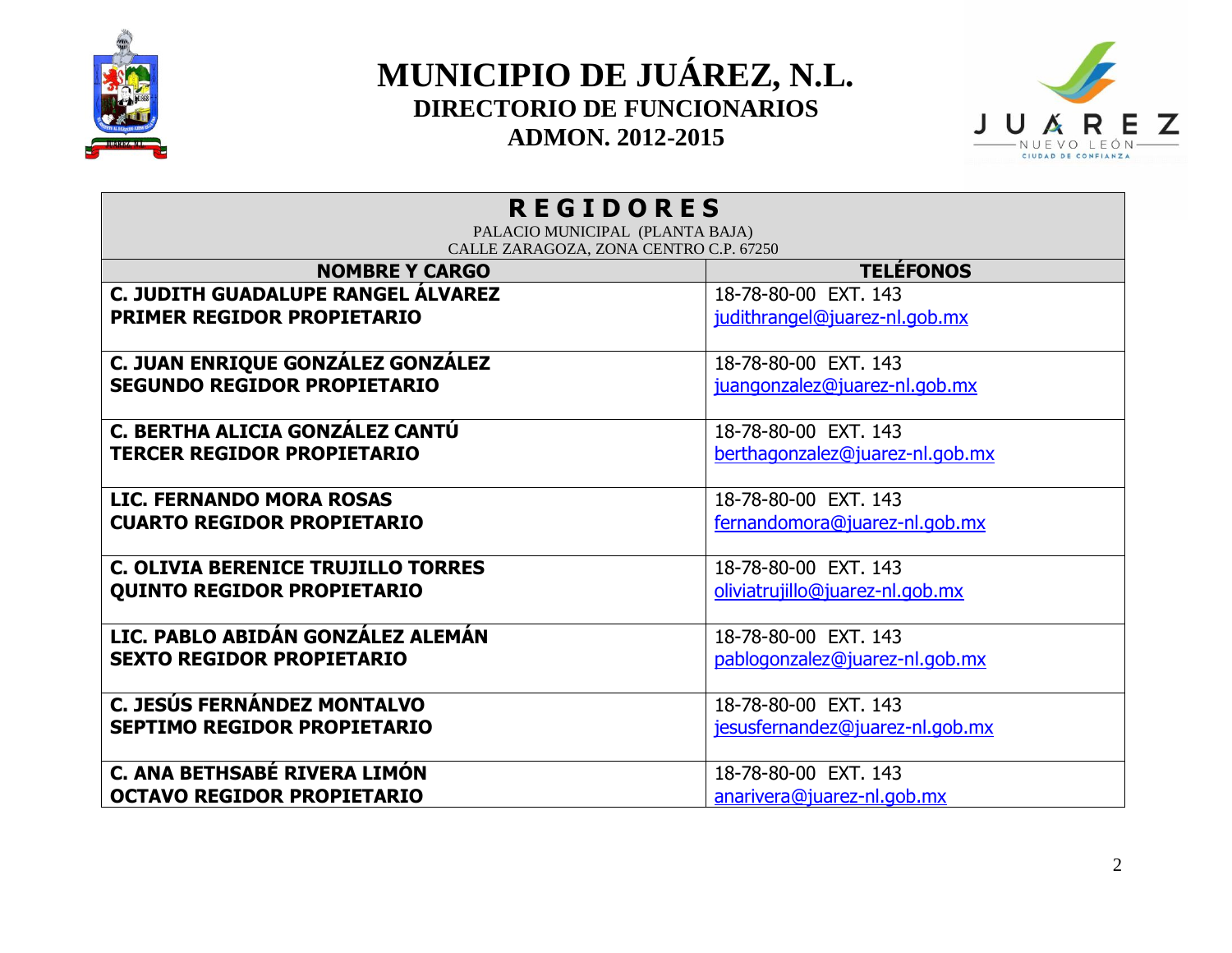# MUNICIPIO DE JUÁREZ, N.L.

## DIRECTORIO DE FUNCIONARIOS

## ADMON. 2012-2015

| **R E G I D O R E S**<br>PALACIO MUNICIPAL (PLANTA BAJA)<br>CALLE ZARAGOZA, ZONA CENTRO C.P. 67250 | |
|---|---|
| **NOMBRE Y CARGO** | **TELÉFONOS** |
| **C. JUDITH GUADALUPE RANGEL ÁLVAREZ**<br>**PRIMER REGIDOR PROPIETARIO** | 18-78-80-00 EXT. 143<br>judithrangel@juarez-nl.gob.mx |
| **C. JUAN ENRIQUE GONZÁLEZ GONZÁLEZ**<br>**SEGUNDO REGIDOR PROPIETARIO** | 18-78-80-00 EXT. 143<br>juangonzalez@juarez-nl.gob.mx |
| **C. BERTHA ALICIA GONZÁLEZ CANTÚ**<br>**TERCER REGIDOR PROPIETARIO** | 18-78-80-00 EXT. 143<br>berthagonzalez@juarez-nl.gob.mx |
| **LIC. FERNANDO MORA ROSAS**<br>**CUARTO REGIDOR PROPIETARIO** | 18-78-80-00 EXT. 143<br>fernandomora@juarez-nl.gob.mx |
| **C. OLIVIA BERENICE TRUJILLO TORRES**<br>**QUINTO REGIDOR PROPIETARIO** | 18-78-80-00 EXT. 143<br>oliviatrujillo@juarez-nl.gob.mx |
| **LIC. PABLO ABIDÁN GONZÁLEZ ALEMÁN**<br>**SEXTO REGIDOR PROPIETARIO** | 18-78-80-00 EXT. 143<br>pablogonzalez@juarez-nl.gob.mx |
| **C. JESÚS FERNÁNDEZ MONTALVO**<br>**SEPTIMO REGIDOR PROPIETARIO** | 18-78-80-00 EXT. 143<br>jesusfernandez@juarez-nl.gob.mx |
| **C. ANA BETHSABÉ RIVERA LIMÓN**<br>**OCTAVO REGIDOR PROPIETARIO** | 18-78-80-00 EXT. 143<br>anarivera@juarez-nl.gob.mx |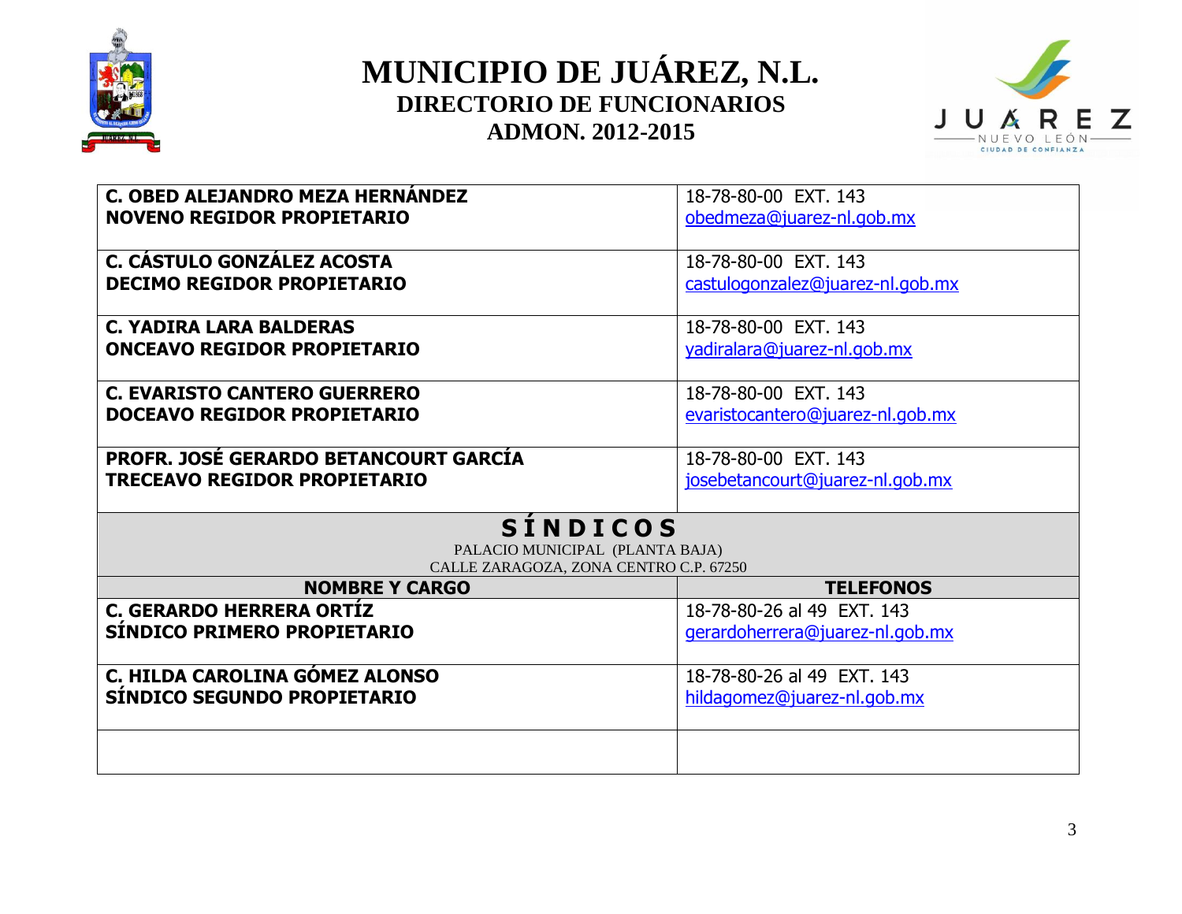# MUNICIPIO DE JUÁREZ, N.L.
## DIRECTORIO DE FUNCIONARIOS
## ADMON. 2012-2015

| | |
|---|---|
| **C. OBED ALEJANDRO MEZA HERNÁNDEZ**<br>**NOVENO REGIDOR PROPIETARIO** | 18-78-80-00 EXT. 143<br>obedmeza@juarez-nl.gob.mx |
| **C. CÁSTULO GONZÁLEZ ACOSTA**<br>**DECIMO REGIDOR PROPIETARIO** | 18-78-80-00 EXT. 143<br>castulogonzalez@juarez-nl.gob.mx |
| **C. YADIRA LARA BALDERAS**<br>**ONCEAVO REGIDOR PROPIETARIO** | 18-78-80-00 EXT. 143<br>yadiralara@juarez-nl.gob.mx |
| **C. EVARISTO CANTERO GUERRERO**<br>**DOCEAVO REGIDOR PROPIETARIO** | 18-78-80-00 EXT. 143<br>evaristocantero@juarez-nl.gob.mx |
| **PROFR. JOSÉ GERARDO BETANCOURT GARCÍA**<br>**TRECEAVO REGIDOR PROPIETARIO** | 18-78-80-00 EXT. 143<br>josebetancourt@juarez-nl.gob.mx |

## SÍNDICOS

PALACIO MUNICIPAL (PLANTA BAJA)
CALLE ZARAGOZA, ZONA CENTRO C.P. 67250

| NOMBRE Y CARGO | TELEFONOS |
|---|---|
| **C. GERARDO HERRERA ORTÍZ**<br>**SÍNDICO PRIMERO PROPIETARIO** | 18-78-80-26 al 49 EXT. 143<br>gerardoherrera@juarez-nl.gob.mx |
| **C. HILDA CAROLINA GÓMEZ ALONSO**<br>**SÍNDICO SEGUNDO PROPIETARIO** | 18-78-80-26 al 49 EXT. 143<br>hildagomez@juarez-nl.gob.mx |
| | |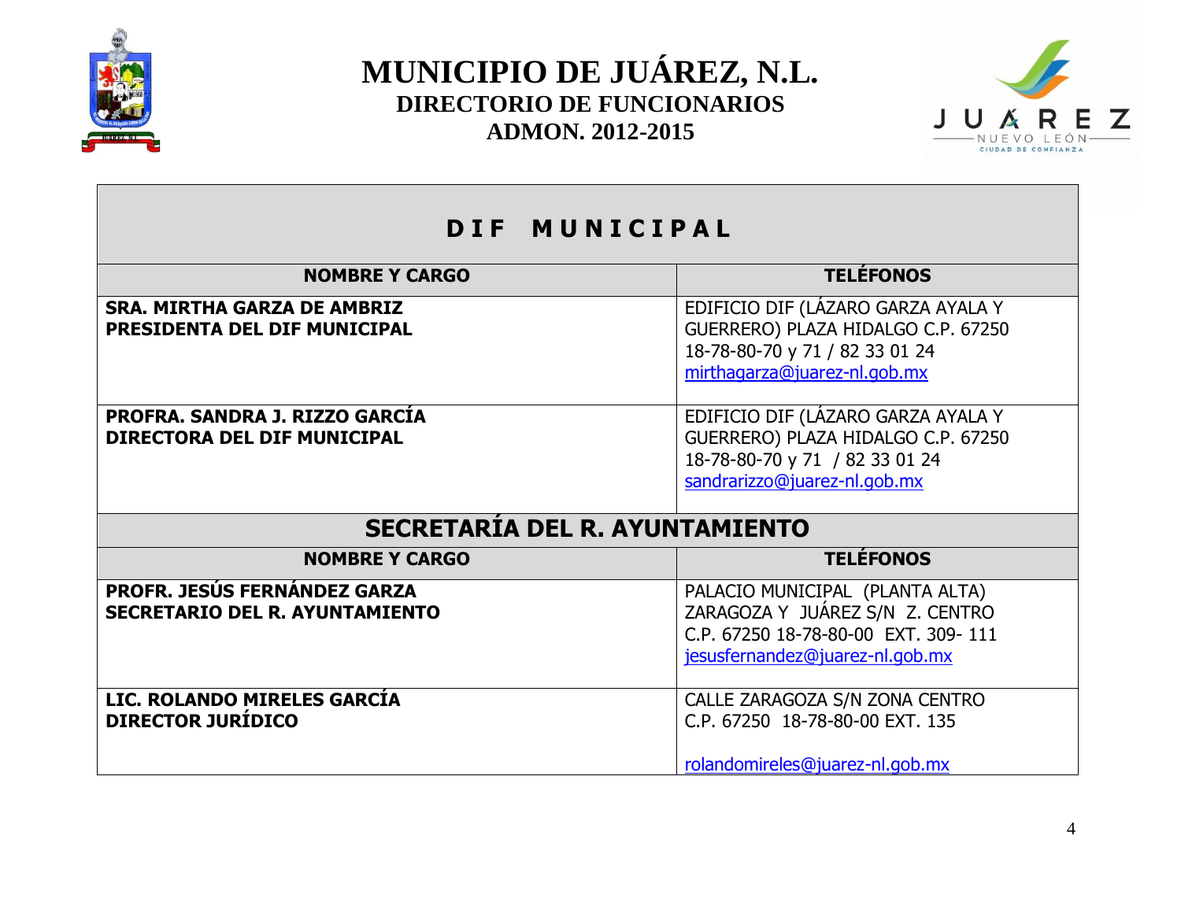# MUNICIPIO DE JUÁREZ, N.L.

## DIRECTORIO DE FUNCIONARIOS

## ADMON. 2012-2015

## DIF MUNICIPAL

| NOMBRE Y CARGO | TELÉFONOS |
|---|---|
| **SRA. MIRTHA GARZA DE AMBRIZ**<br>**PRESIDENTA DEL DIF MUNICIPAL** | EDIFICIO DIF (LÁZARO GARZA AYALA Y GUERRERO) PLAZA HIDALGO C.P. 67250<br>18-78-80-70 y 71 / 82 33 01 24<br>mirthagarza@juarez-nl.gob.mx |
| **PROFRA. SANDRA J. RIZZO GARCÍA**<br>**DIRECTORA DEL DIF MUNICIPAL** | EDIFICIO DIF (LÁZARO GARZA AYALA Y GUERRERO) PLAZA HIDALGO C.P. 67250<br>18-78-80-70 y 71 / 82 33 01 24<br>sandrarizzo@juarez-nl.gob.mx |

## SECRETARÍA DEL R. AYUNTAMIENTO

| NOMBRE Y CARGO | TELÉFONOS |
|---|---|
| **PROFR. JESÚS FERNÁNDEZ GARZA**<br>**SECRETARIO DEL R. AYUNTAMIENTO** | PALACIO MUNICIPAL (PLANTA ALTA)<br>ZARAGOZA Y JUÁREZ S/N Z. CENTRO<br>C.P. 67250 18-78-80-00 EXT. 309- 111<br>jesusfernandez@juarez-nl.gob.mx |
| **LIC. ROLANDO MIRELES GARCÍA**<br>**DIRECTOR JURÍDICO** | CALLE ZARAGOZA S/N ZONA CENTRO<br>C.P. 67250 18-78-80-00 EXT. 135<br>rolandomireles@juarez-nl.gob.mx |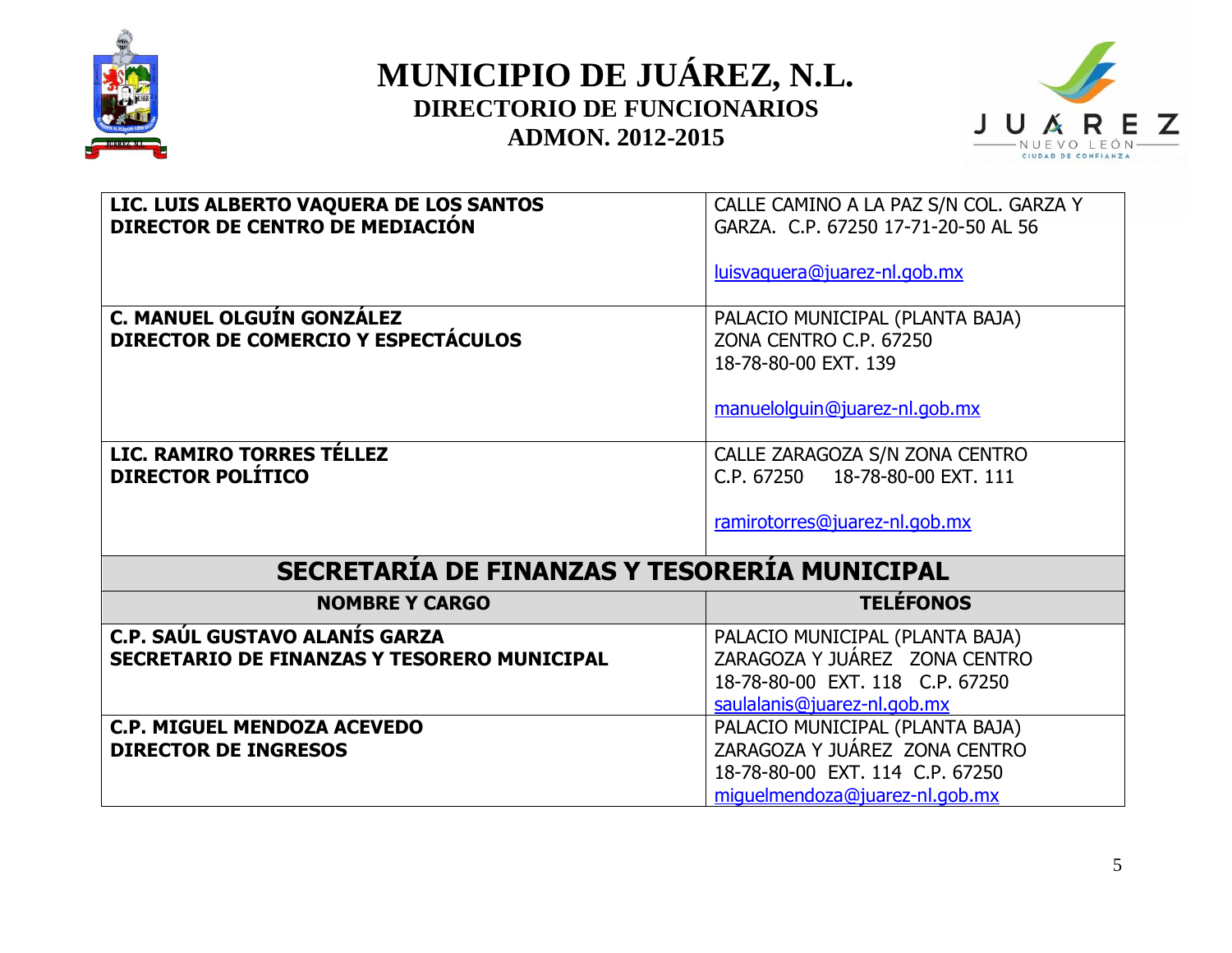# MUNICIPIO DE JUÁREZ, N.L.
## DIRECTORIO DE FUNCIONARIOS
## ADMON. 2012-2015

| | |
|---|---|
| **LIC. LUIS ALBERTO VAQUERA DE LOS SANTOS**<br>**DIRECTOR DE CENTRO DE MEDIACIÓN** | CALLE CAMINO A LA PAZ S/N COL. GARZA Y GARZA. C.P. 67250 17-71-20-50 AL 56<br><br>luisvaquera@juarez-nl.gob.mx |
| **C. MANUEL OLGUÍN GONZÁLEZ**<br>**DIRECTOR DE COMERCIO Y ESPECTÁCULOS** | PALACIO MUNICIPAL (PLANTA BAJA)<br>ZONA CENTRO C.P. 67250<br>18-78-80-00 EXT. 139<br><br>manuelolguin@juarez-nl.gob.mx |
| **LIC. RAMIRO TORRES TÉLLEZ**<br>**DIRECTOR POLÍTICO** | CALLE ZARAGOZA S/N ZONA CENTRO<br>C.P. 67250 18-78-80-00 EXT. 111<br><br>ramirotorres@juarez-nl.gob.mx |

## SECRETARÍA DE FINANZAS Y TESORERÍA MUNICIPAL

| NOMBRE Y CARGO | TELÉFONOS |
|---|---|
| **C.P. SAÚL GUSTAVO ALANÍS GARZA**<br>**SECRETARIO DE FINANZAS Y TESORERO MUNICIPAL** | PALACIO MUNICIPAL (PLANTA BAJA)<br>ZARAGOZA Y JUÁREZ ZONA CENTRO<br>18-78-80-00 EXT. 118 C.P. 67250<br>saulalanis@juarez-nl.gob.mx |
| **C.P. MIGUEL MENDOZA ACEVEDO**<br>**DIRECTOR DE INGRESOS** | PALACIO MUNICIPAL (PLANTA BAJA)<br>ZARAGOZA Y JUÁREZ ZONA CENTRO<br>18-78-80-00 EXT. 114 C.P. 67250<br>miguelmendoza@juarez-nl.gob.mx |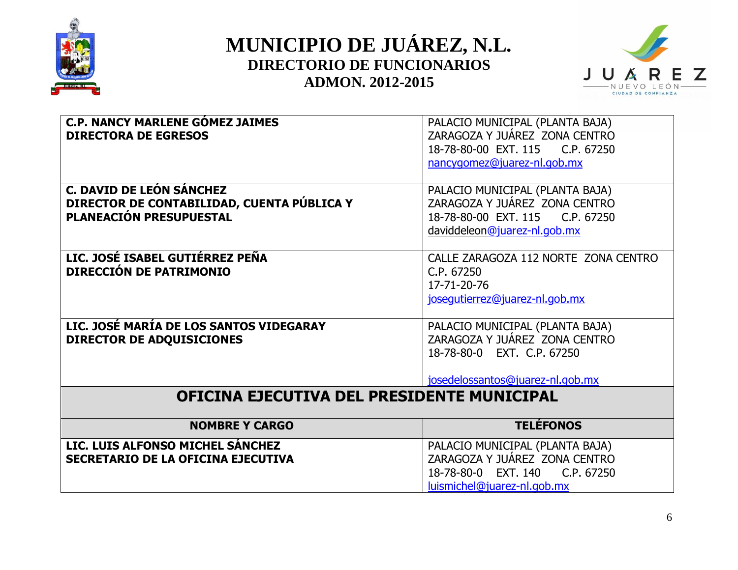# MUNICIPIO DE JUÁREZ, N.L.

## DIRECTORIO DE FUNCIONARIOS

## ADMON. 2012-2015

| | |
|---|---|
| **C.P. NANCY MARLENE GÓMEZ JAIMES**<br>**DIRECTORA DE EGRESOS** | PALACIO MUNICIPAL (PLANTA BAJA)<br>ZARAGOZA Y JUÁREZ ZONA CENTRO<br>18-78-80-00 EXT. 115 C.P. 67250<br>nancygomez@juarez-nl.gob.mx |
| **C. DAVID DE LEÓN SÁNCHEZ**<br>**DIRECTOR DE CONTABILIDAD, CUENTA PÚBLICA Y PLANEACIÓN PRESUPUESTAL** | PALACIO MUNICIPAL (PLANTA BAJA)<br>ZARAGOZA Y JUÁREZ ZONA CENTRO<br>18-78-80-00 EXT. 115 C.P. 67250<br>daviddeleon@juarez-nl.gob.mx |
| **LIC. JOSÉ ISABEL GUTIÉRREZ PEÑA**<br>**DIRECCIÓN DE PATRIMONIO** | CALLE ZARAGOZA 112 NORTE ZONA CENTRO<br>C.P. 67250<br>17-71-20-76<br>josegutierrez@juarez-nl.gob.mx |
| **LIC. JOSÉ MARÍA DE LOS SANTOS VIDEGARAY**<br>**DIRECTOR DE ADQUISICIONES** | PALACIO MUNICIPAL (PLANTA BAJA)<br>ZARAGOZA Y JUÁREZ ZONA CENTRO<br>18-78-80-0 EXT. C.P. 67250<br>josedelossantos@juarez-nl.gob.mx |

## OFICINA EJECUTIVA DEL PRESIDENTE MUNICIPAL

| NOMBRE Y CARGO | TELÉFONOS |
|---|---|
| **LIC. LUIS ALFONSO MICHEL SÁNCHEZ**<br>**SECRETARIO DE LA OFICINA EJECUTIVA** | PALACIO MUNICIPAL (PLANTA BAJA)<br>ZARAGOZA Y JUÁREZ ZONA CENTRO<br>18-78-80-0 EXT. 140 C.P. 67250<br>luismichel@juarez-nl.gob.mx |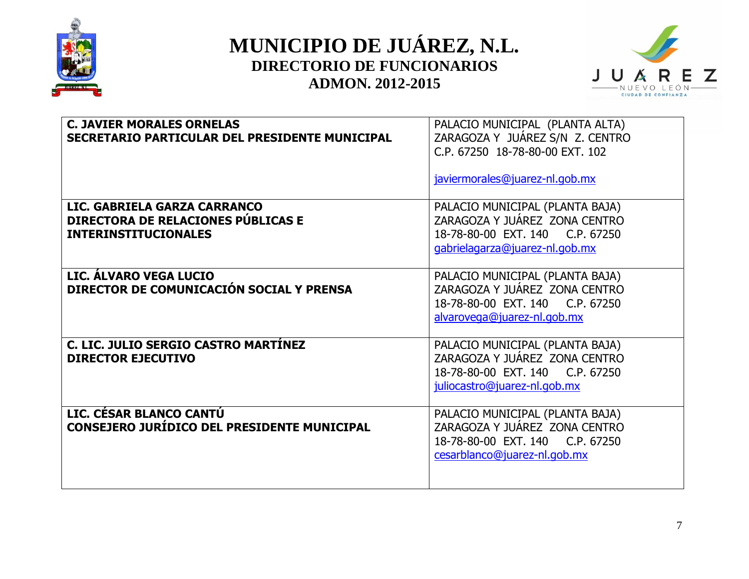# MUNICIPIO DE JUÁREZ, N.L.

## DIRECTORIO DE FUNCIONARIOS

## ADMON. 2012-2015

| | |
|---|---|
| **C. JAVIER MORALES ORNELAS**<br>**SECRETARIO PARTICULAR DEL PRESIDENTE MUNICIPAL** | PALACIO MUNICIPAL (PLANTA ALTA)<br>ZARAGOZA Y JUÁREZ S/N Z. CENTRO<br>C.P. 67250 18-78-80-00 EXT. 102<br><br>javiermorales@juarez-nl.gob.mx |
| **LIC. GABRIELA GARZA CARRANCO**<br>**DIRECTORA DE RELACIONES PÚBLICAS E INTERINSTITUCIONALES** | PALACIO MUNICIPAL (PLANTA BAJA)<br>ZARAGOZA Y JUÁREZ ZONA CENTRO<br>18-78-80-00 EXT. 140 C.P. 67250<br>gabrielagarza@juarez-nl.gob.mx |
| **LIC. ÁLVARO VEGA LUCIO**<br>**DIRECTOR DE COMUNICACIÓN SOCIAL Y PRENSA** | PALACIO MUNICIPAL (PLANTA BAJA)<br>ZARAGOZA Y JUÁREZ ZONA CENTRO<br>18-78-80-00 EXT. 140 C.P. 67250<br>alvarovega@juarez-nl.gob.mx |
| **C. LIC. JULIO SERGIO CASTRO MARTÍNEZ**<br>**DIRECTOR EJECUTIVO** | PALACIO MUNICIPAL (PLANTA BAJA)<br>ZARAGOZA Y JUÁREZ ZONA CENTRO<br>18-78-80-00 EXT. 140 C.P. 67250<br>juliocastro@juarez-nl.gob.mx |
| **LIC. CÉSAR BLANCO CANTÚ**<br>**CONSEJERO JURÍDICO DEL PRESIDENTE MUNICIPAL** | PALACIO MUNICIPAL (PLANTA BAJA)<br>ZARAGOZA Y JUÁREZ ZONA CENTRO<br>18-78-80-00 EXT. 140 C.P. 67250<br>cesarblanco@juarez-nl.gob.mx |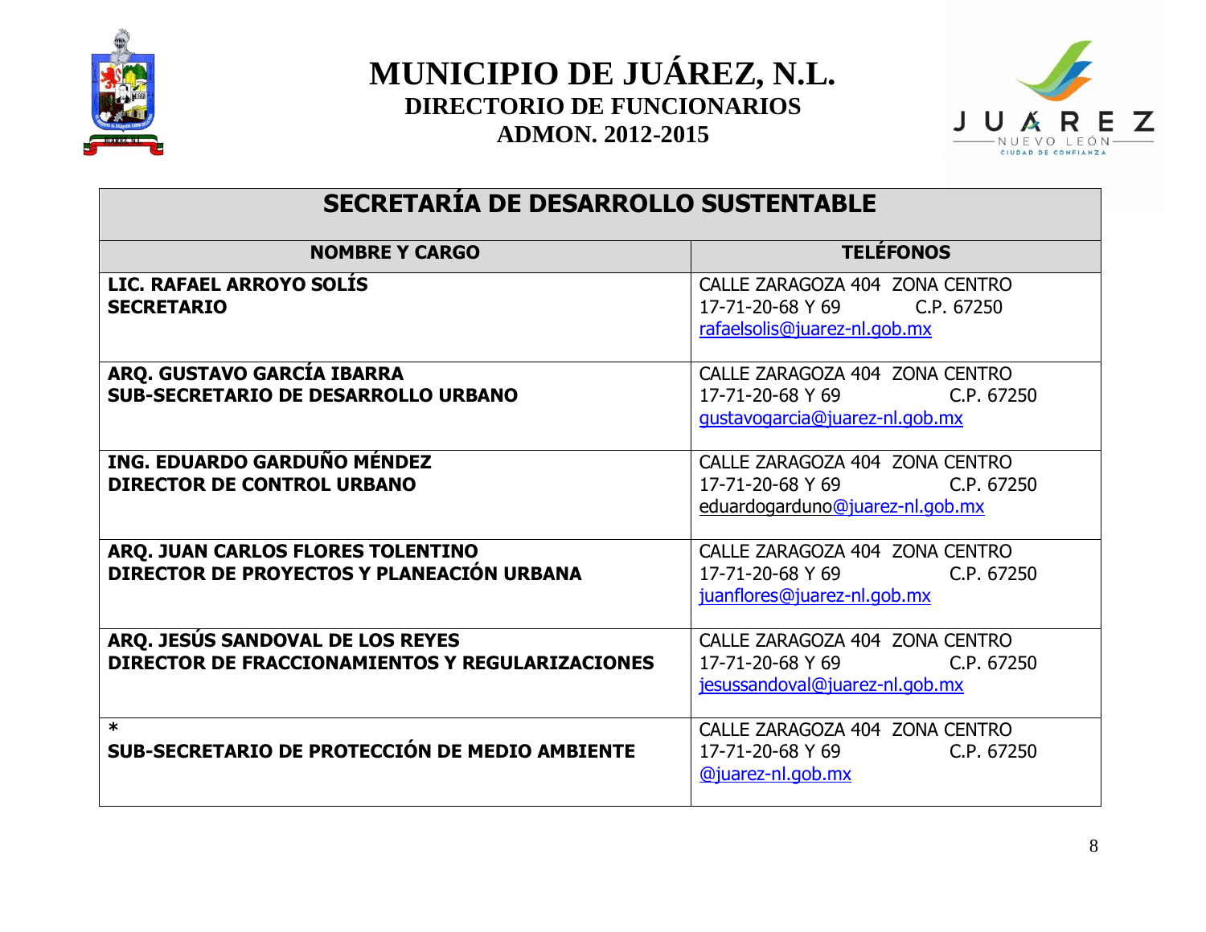# MUNICIPIO DE JUÁREZ, N.L.

## DIRECTORIO DE FUNCIONARIOS

## ADMON. 2012-2015

| SECRETARÍA DE DESARROLLO SUSTENTABLE | |
|---|---|
| **NOMBRE Y CARGO** | **TELÉFONOS** |
| **LIC. RAFAEL ARROYO SOLÍS**<br>**SECRETARIO** | CALLE ZARAGOZA 404 ZONA CENTRO<br>17-71-20-68 Y 69 C.P. 67250<br>rafaelsolis@juarez-nl.gob.mx |
| **ARQ. GUSTAVO GARCÍA IBARRA**<br>**SUB-SECRETARIO DE DESARROLLO URBANO** | CALLE ZARAGOZA 404 ZONA CENTRO<br>17-71-20-68 Y 69 C.P. 67250<br>gustavogarcia@juarez-nl.gob.mx |
| **ING. EDUARDO GARDUÑO MÉNDEZ**<br>**DIRECTOR DE CONTROL URBANO** | CALLE ZARAGOZA 404 ZONA CENTRO<br>17-71-20-68 Y 69 C.P. 67250<br>eduardogarduno@juarez-nl.gob.mx |
| **ARQ. JUAN CARLOS FLORES TOLENTINO**<br>**DIRECTOR DE PROYECTOS Y PLANEACIÓN URBANA** | CALLE ZARAGOZA 404 ZONA CENTRO<br>17-71-20-68 Y 69 C.P. 67250<br>juanflores@juarez-nl.gob.mx |
| **ARQ. JESÚS SANDOVAL DE LOS REYES**<br>**DIRECTOR DE FRACCIONAMIENTOS Y REGULARIZACIONES** | CALLE ZARAGOZA 404 ZONA CENTRO<br>17-71-20-68 Y 69 C.P. 67250<br>jesussandoval@juarez-nl.gob.mx |
| **\***<br>**SUB-SECRETARIO DE PROTECCIÓN DE MEDIO AMBIENTE** | CALLE ZARAGOZA 404 ZONA CENTRO<br>17-71-20-68 Y 69 C.P. 67250<br>@juarez-nl.gob.mx |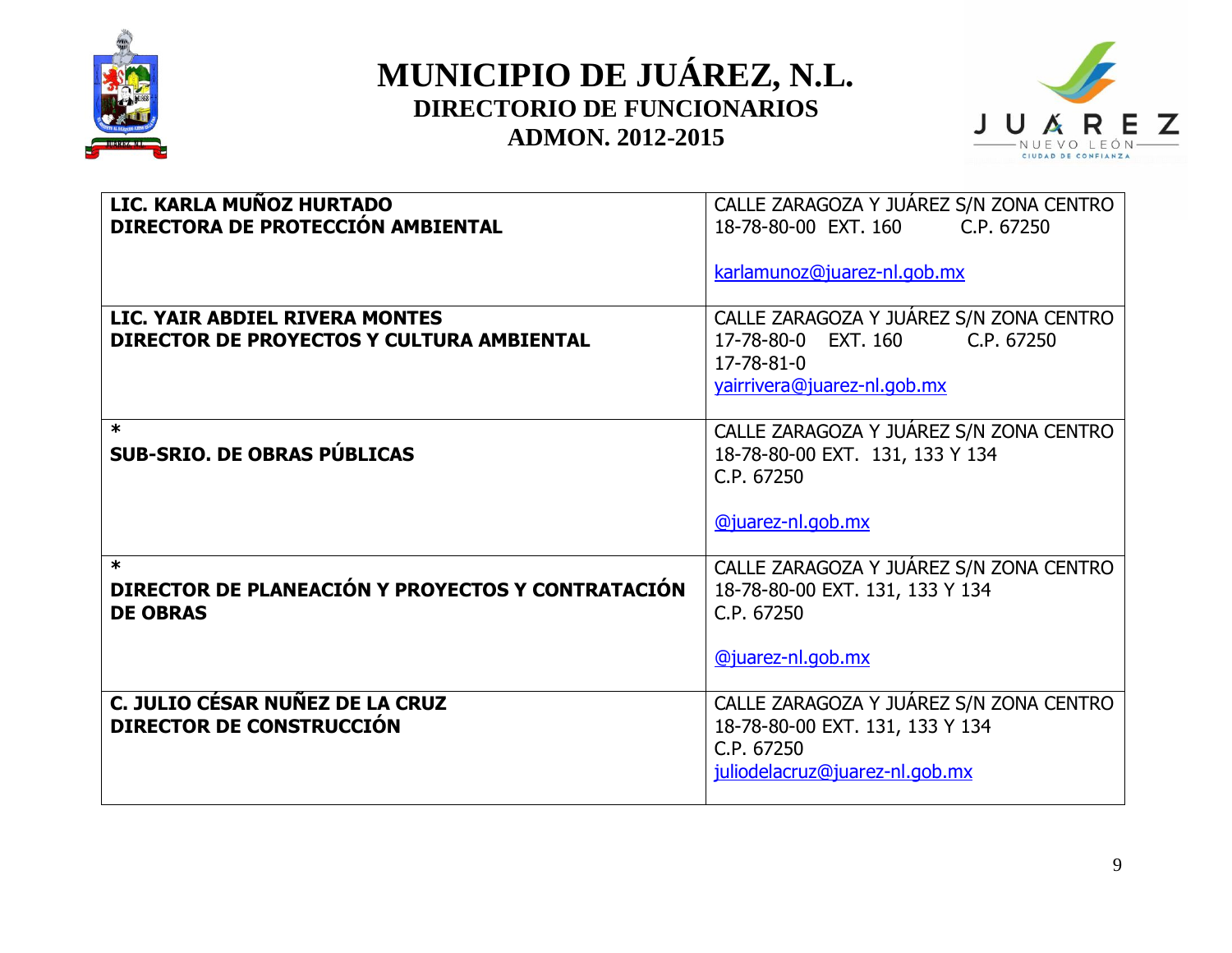# MUNICIPIO DE JUÁREZ, N.L.
## DIRECTORIO DE FUNCIONARIOS
## ADMON. 2012-2015

| | |
|---|---|
| **LIC. KARLA MUÑOZ HURTADO**<br>**DIRECTORA DE PROTECCIÓN AMBIENTAL** | CALLE ZARAGOZA Y JUÁREZ S/N ZONA CENTRO<br>18-78-80-00 EXT. 160 C.P. 67250<br><br>karlamunoz@juarez-nl.gob.mx |
| **LIC. YAIR ABDIEL RIVERA MONTES**<br>**DIRECTOR DE PROYECTOS Y CULTURA AMBIENTAL** | CALLE ZARAGOZA Y JUÁREZ S/N ZONA CENTRO<br>17-78-80-0 EXT. 160 C.P. 67250<br>17-78-81-0<br>yairrivera@juarez-nl.gob.mx |
| **\***<br>**SUB-SRIO. DE OBRAS PÚBLICAS** | CALLE ZARAGOZA Y JUÁREZ S/N ZONA CENTRO<br>18-78-80-00 EXT. 131, 133 Y 134<br>C.P. 67250<br><br>@juarez-nl.gob.mx |
| **\***<br>**DIRECTOR DE PLANEACIÓN Y PROYECTOS Y CONTRATACIÓN DE OBRAS** | CALLE ZARAGOZA Y JUÁREZ S/N ZONA CENTRO<br>18-78-80-00 EXT. 131, 133 Y 134<br>C.P. 67250<br><br>@juarez-nl.gob.mx |
| **C. JULIO CÉSAR NUÑEZ DE LA CRUZ**<br>**DIRECTOR DE CONSTRUCCIÓN** | CALLE ZARAGOZA Y JUÁREZ S/N ZONA CENTRO<br>18-78-80-00 EXT. 131, 133 Y 134<br>C.P. 67250<br>juliodelacruz@juarez-nl.gob.mx |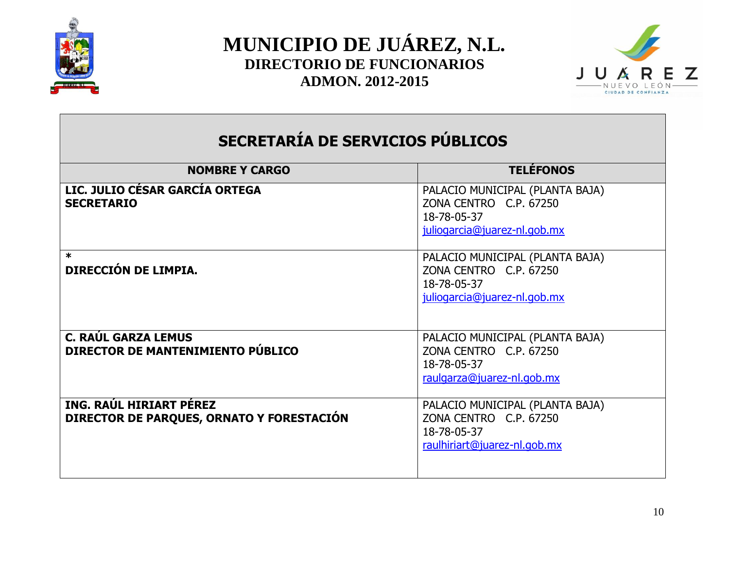# MUNICIPIO DE JUÁREZ, N.L.

## DIRECTORIO DE FUNCIONARIOS

## ADMON. 2012-2015

## SECRETARÍA DE SERVICIOS PÚBLICOS

| NOMBRE Y CARGO | TELÉFONOS |
|---|---|
| **LIC. JULIO CÉSAR GARCÍA ORTEGA**<br>**SECRETARIO** | PALACIO MUNICIPAL (PLANTA BAJA)<br>ZONA CENTRO C.P. 67250<br>18-78-05-37<br>juliogarcia@juarez-nl.gob.mx |
| **\***<br>**DIRECCIÓN DE LIMPIA.** | PALACIO MUNICIPAL (PLANTA BAJA)<br>ZONA CENTRO C.P. 67250<br>18-78-05-37<br>juliogarcia@juarez-nl.gob.mx |
| **C. RAÚL GARZA LEMUS**<br>**DIRECTOR DE MANTENIMIENTO PÚBLICO** | PALACIO MUNICIPAL (PLANTA BAJA)<br>ZONA CENTRO C.P. 67250<br>18-78-05-37<br>raulgarza@juarez-nl.gob.mx |
| **ING. RAÚL HIRIART PÉREZ**<br>**DIRECTOR DE PARQUES, ORNATO Y FORESTACIÓN** | PALACIO MUNICIPAL (PLANTA BAJA)<br>ZONA CENTRO C.P. 67250<br>18-78-05-37<br>raulhiriart@juarez-nl.gob.mx |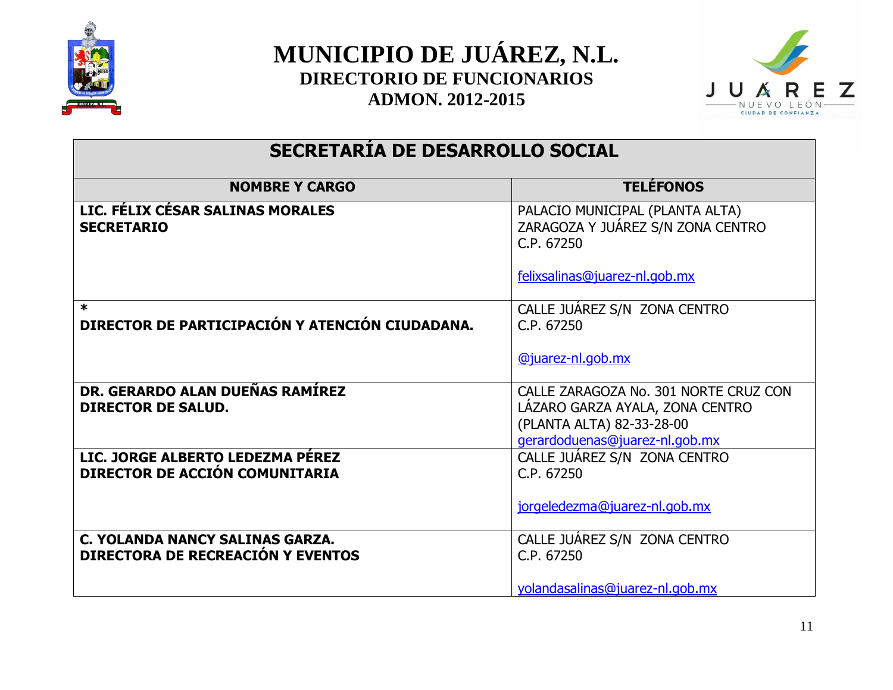# MUNICIPIO DE JUÁREZ, N.L.

## DIRECTORIO DE FUNCIONARIOS

## ADMON. 2012-2015

| SECRETARÍA DE DESARROLLO SOCIAL | |
|---|---|
| **NOMBRE Y CARGO** | **TELÉFONOS** |
| **LIC. FÉLIX CÉSAR SALINAS MORALES**<br>**SECRETARIO** | PALACIO MUNICIPAL (PLANTA ALTA)<br>ZARAGOZA Y JUÁREZ S/N ZONA CENTRO<br>C.P. 67250<br><br>felixsalinas@juarez-nl.gob.mx |
| *<br>**DIRECTOR DE PARTICIPACIÓN Y ATENCIÓN CIUDADANA.** | CALLE JUÁREZ S/N ZONA CENTRO<br>C.P. 67250<br><br>@juarez-nl.gob.mx |
| **DR. GERARDO ALAN DUEÑAS RAMÍREZ**<br>**DIRECTOR DE SALUD.** | CALLE ZARAGOZA No. 301 NORTE CRUZ CON LÁZARO GARZA AYALA, ZONA CENTRO<br>(PLANTA ALTA) 82-33-28-00<br>gerardoduenas@juarez-nl.gob.mx |
| **LIC. JORGE ALBERTO LEDEZMA PÉREZ**<br>**DIRECTOR DE ACCIÓN COMUNITARIA** | CALLE JUÁREZ S/N ZONA CENTRO<br>C.P. 67250<br><br>jorgeledezma@juarez-nl.gob.mx |
| **C. YOLANDA NANCY SALINAS GARZA.**<br>**DIRECTORA DE RECREACIÓN Y EVENTOS** | CALLE JUÁREZ S/N ZONA CENTRO<br>C.P. 67250<br><br>yolandasalinas@juarez-nl.gob.mx |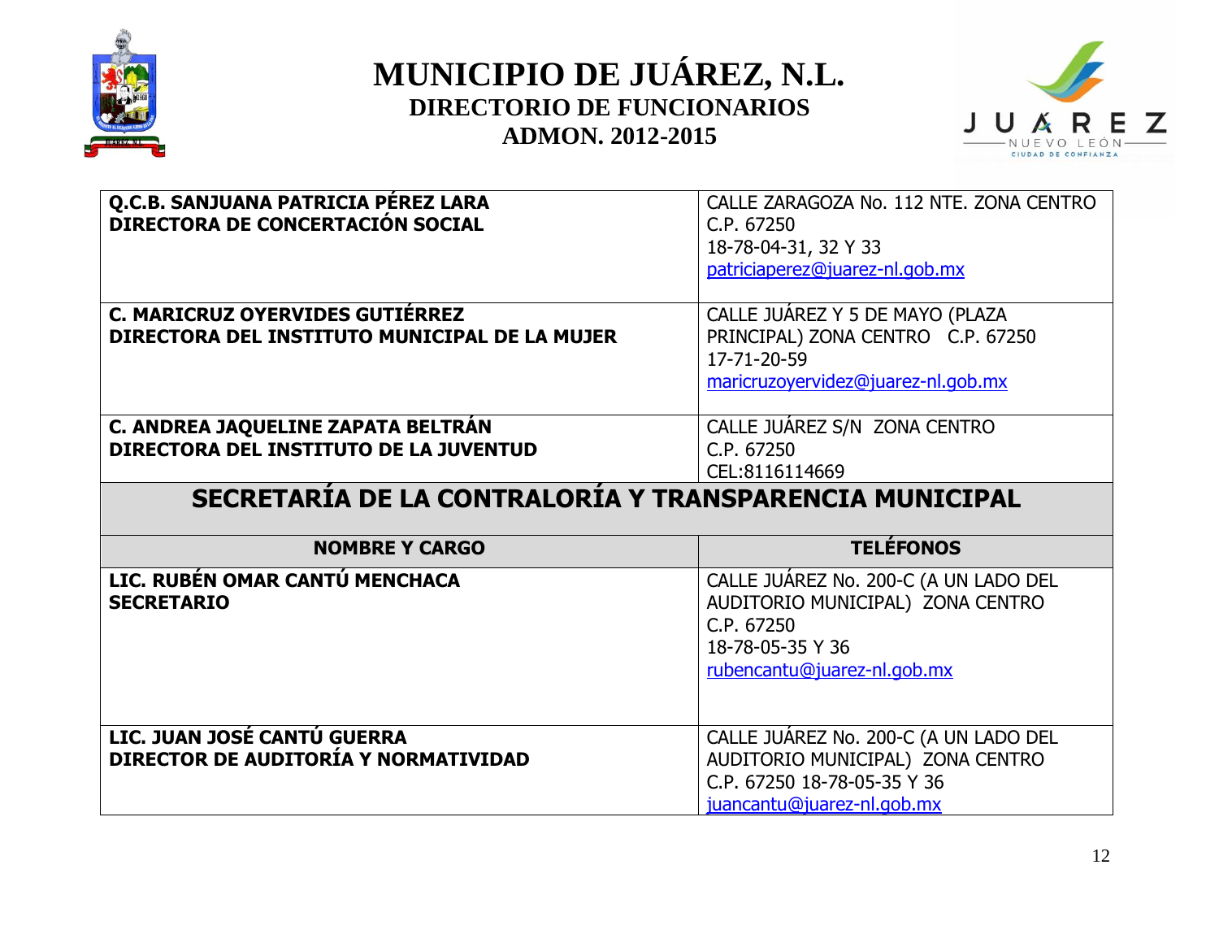# MUNICIPIO DE JUÁREZ, N.L.
## DIRECTORIO DE FUNCIONARIOS
## ADMON. 2012-2015

| | |
|---|---|
| **Q.C.B. SANJUANA PATRICIA PÉREZ LARA**<br>**DIRECTORA DE CONCERTACIÓN SOCIAL** | CALLE ZARAGOZA No. 112 NTE. ZONA CENTRO<br>C.P. 67250<br>18-78-04-31, 32 Y 33<br>patriciaperez@juarez-nl.gob.mx |
| **C. MARICRUZ OYERVIDES GUTIÉRREZ**<br>**DIRECTORA DEL INSTITUTO MUNICIPAL DE LA MUJER** | CALLE JUÁREZ Y 5 DE MAYO (PLAZA PRINCIPAL) ZONA CENTRO C.P. 67250<br>17-71-20-59<br>maricruzoyervidez@juarez-nl.gob.mx |
| **C. ANDREA JAQUELINE ZAPATA BELTRÁN**<br>**DIRECTORA DEL INSTITUTO DE LA JUVENTUD** | CALLE JUÁREZ S/N ZONA CENTRO<br>C.P. 67250<br>CEL:8116114669 |

## SECRETARÍA DE LA CONTRALORÍA Y TRANSPARENCIA MUNICIPAL

| NOMBRE Y CARGO | TELÉFONOS |
|---|---|
| **LIC. RUBÉN OMAR CANTÚ MENCHACA**<br>**SECRETARIO** | CALLE JUÁREZ No. 200-C (A UN LADO DEL AUDITORIO MUNICIPAL) ZONA CENTRO<br>C.P. 67250<br>18-78-05-35 Y 36<br>rubencantu@juarez-nl.gob.mx |
| **LIC. JUAN JOSÉ CANTÚ GUERRA**<br>**DIRECTOR DE AUDITORÍA Y NORMATIVIDAD** | CALLE JUÁREZ No. 200-C (A UN LADO DEL AUDITORIO MUNICIPAL) ZONA CENTRO<br>C.P. 67250 18-78-05-35 Y 36<br>juancantu@juarez-nl.gob.mx |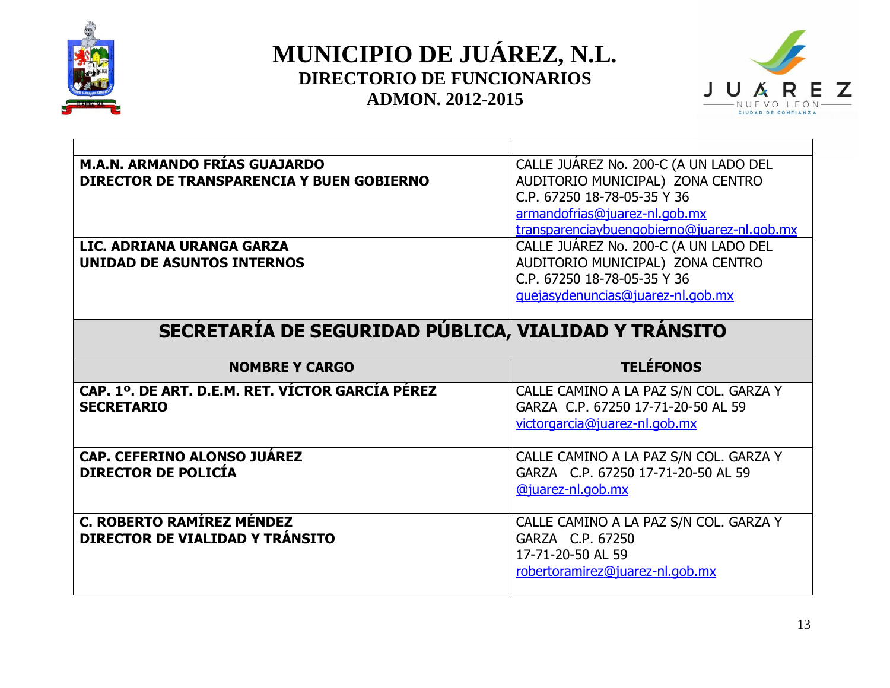# MUNICIPIO DE JUÁREZ, N.L.

## DIRECTORIO DE FUNCIONARIOS

## ADMON. 2012-2015

| | |
|---|---|
| **M.A.N. ARMANDO FRÍAS GUAJARDO**<br>**DIRECTOR DE TRANSPARENCIA Y BUEN GOBIERNO** | CALLE JUÁREZ No. 200-C (A UN LADO DEL AUDITORIO MUNICIPAL) ZONA CENTRO C.P. 67250 18-78-05-35 Y 36<br>armandofrias@juarez-nl.gob.mx<br>transparenciaybuengobierno@juarez-nl.gob.mx |
| **LIC. ADRIANA URANGA GARZA**<br>**UNIDAD DE ASUNTOS INTERNOS** | CALLE JUÁREZ No. 200-C (A UN LADO DEL AUDITORIO MUNICIPAL) ZONA CENTRO C.P. 67250 18-78-05-35 Y 36<br>quejasydenuncias@juarez-nl.gob.mx |

## SECRETARÍA DE SEGURIDAD PÚBLICA, VIALIDAD Y TRÁNSITO

| NOMBRE Y CARGO | TELÉFONOS |
|---|---|
| **CAP. 1º. DE ART. D.E.M. RET. VÍCTOR GARCÍA PÉREZ**<br>**SECRETARIO** | CALLE CAMINO A LA PAZ S/N COL. GARZA Y GARZA C.P. 67250 17-71-20-50 AL 59<br>victorgarcia@juarez-nl.gob.mx |
| **CAP. CEFERINO ALONSO JUÁREZ**<br>**DIRECTOR DE POLICÍA** | CALLE CAMINO A LA PAZ S/N COL. GARZA Y GARZA C.P. 67250 17-71-20-50 AL 59<br>@juarez-nl.gob.mx |
| **C. ROBERTO RAMÍREZ MÉNDEZ**<br>**DIRECTOR DE VIALIDAD Y TRÁNSITO** | CALLE CAMINO A LA PAZ S/N COL. GARZA Y GARZA C.P. 67250<br>17-71-20-50 AL 59<br>robertoramirez@juarez-nl.gob.mx |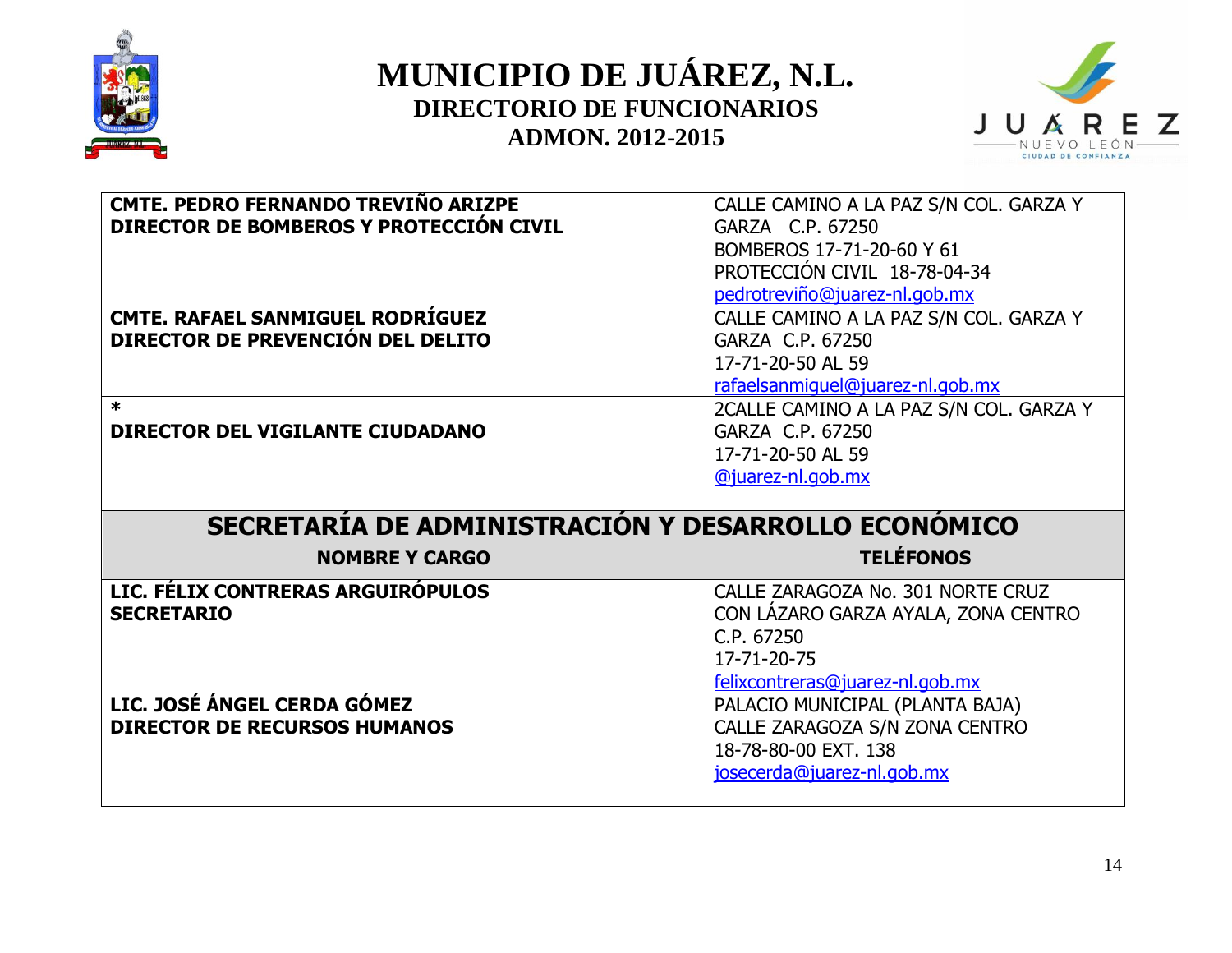# MUNICIPIO DE JUÁREZ, N.L.

## DIRECTORIO DE FUNCIONARIOS

## ADMON. 2012-2015

| | |
|---|---|
| **CMTE. PEDRO FERNANDO TREVIÑO ARIZPE**<br>**DIRECTOR DE BOMBEROS Y PROTECCIÓN CIVIL** | CALLE CAMINO A LA PAZ S/N COL. GARZA Y GARZA C.P. 67250<br>BOMBEROS 17-71-20-60 Y 61<br>PROTECCIÓN CIVIL 18-78-04-34<br>pedrotreviño@juarez-nl.gob.mx |
| **CMTE. RAFAEL SANMIGUEL RODRÍGUEZ**<br>**DIRECTOR DE PREVENCIÓN DEL DELITO** | CALLE CAMINO A LA PAZ S/N COL. GARZA Y GARZA C.P. 67250<br>17-71-20-50 AL 59<br>rafaelsanmiguel@juarez-nl.gob.mx |
| *<br>**DIRECTOR DEL VIGILANTE CIUDADANO** | 2CALLE CAMINO A LA PAZ S/N COL. GARZA Y GARZA C.P. 67250<br>17-71-20-50 AL 59<br>@juarez-nl.gob.mx |

## SECRETARÍA DE ADMINISTRACIÓN Y DESARROLLO ECONÓMICO

| NOMBRE Y CARGO | TELÉFONOS |
|---|---|
| **LIC. FÉLIX CONTRERAS ARGUIRÓPULOS**<br>**SECRETARIO** | CALLE ZARAGOZA No. 301 NORTE CRUZ CON LÁZARO GARZA AYALA, ZONA CENTRO C.P. 67250<br>17-71-20-75<br>felixcontreras@juarez-nl.gob.mx |
| **LIC. JOSÉ ÁNGEL CERDA GÓMEZ**<br>**DIRECTOR DE RECURSOS HUMANOS** | PALACIO MUNICIPAL (PLANTA BAJA)<br>CALLE ZARAGOZA S/N ZONA CENTRO<br>18-78-80-00 EXT. 138<br>josecerda@juarez-nl.gob.mx |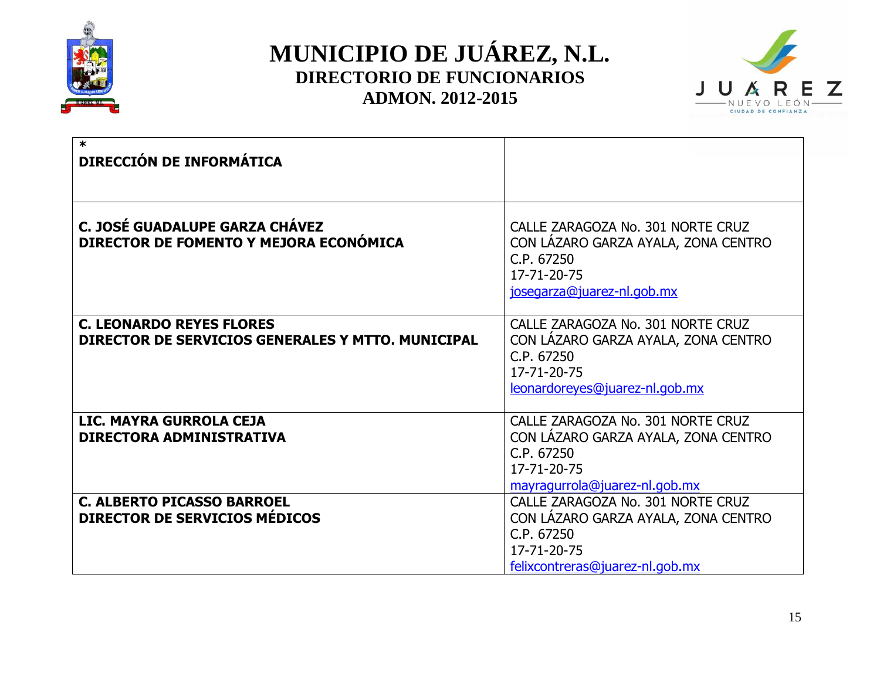# MUNICIPIO DE JUÁREZ, N.L.

## DIRECTORIO DE FUNCIONARIOS

## ADMON. 2012-2015

| * **DIRECCIÓN DE INFORMÁTICA** | |
|---|---|
| **C. JOSÉ GUADALUPE GARZA CHÁVEZ**<br>**DIRECTOR DE FOMENTO Y MEJORA ECONÓMICA** | CALLE ZARAGOZA No. 301 NORTE CRUZ CON LÁZARO GARZA AYALA, ZONA CENTRO<br>C.P. 67250<br>17-71-20-75<br>josegarza@juarez-nl.gob.mx |
| **C. LEONARDO REYES FLORES**<br>**DIRECTOR DE SERVICIOS GENERALES Y MTTO. MUNICIPAL** | CALLE ZARAGOZA No. 301 NORTE CRUZ CON LÁZARO GARZA AYALA, ZONA CENTRO<br>C.P. 67250<br>17-71-20-75<br>leonardoreyes@juarez-nl.gob.mx |
| **LIC. MAYRA GURROLA CEJA**<br>**DIRECTORA ADMINISTRATIVA** | CALLE ZARAGOZA No. 301 NORTE CRUZ CON LÁZARO GARZA AYALA, ZONA CENTRO<br>C.P. 67250<br>17-71-20-75<br>mayragurrola@juarez-nl.gob.mx |
| **C. ALBERTO PICASSO BARROEL**<br>**DIRECTOR DE SERVICIOS MÉDICOS** | CALLE ZARAGOZA No. 301 NORTE CRUZ CON LÁZARO GARZA AYALA, ZONA CENTRO<br>C.P. 67250<br>17-71-20-75<br>felixcontreras@juarez-nl.gob.mx |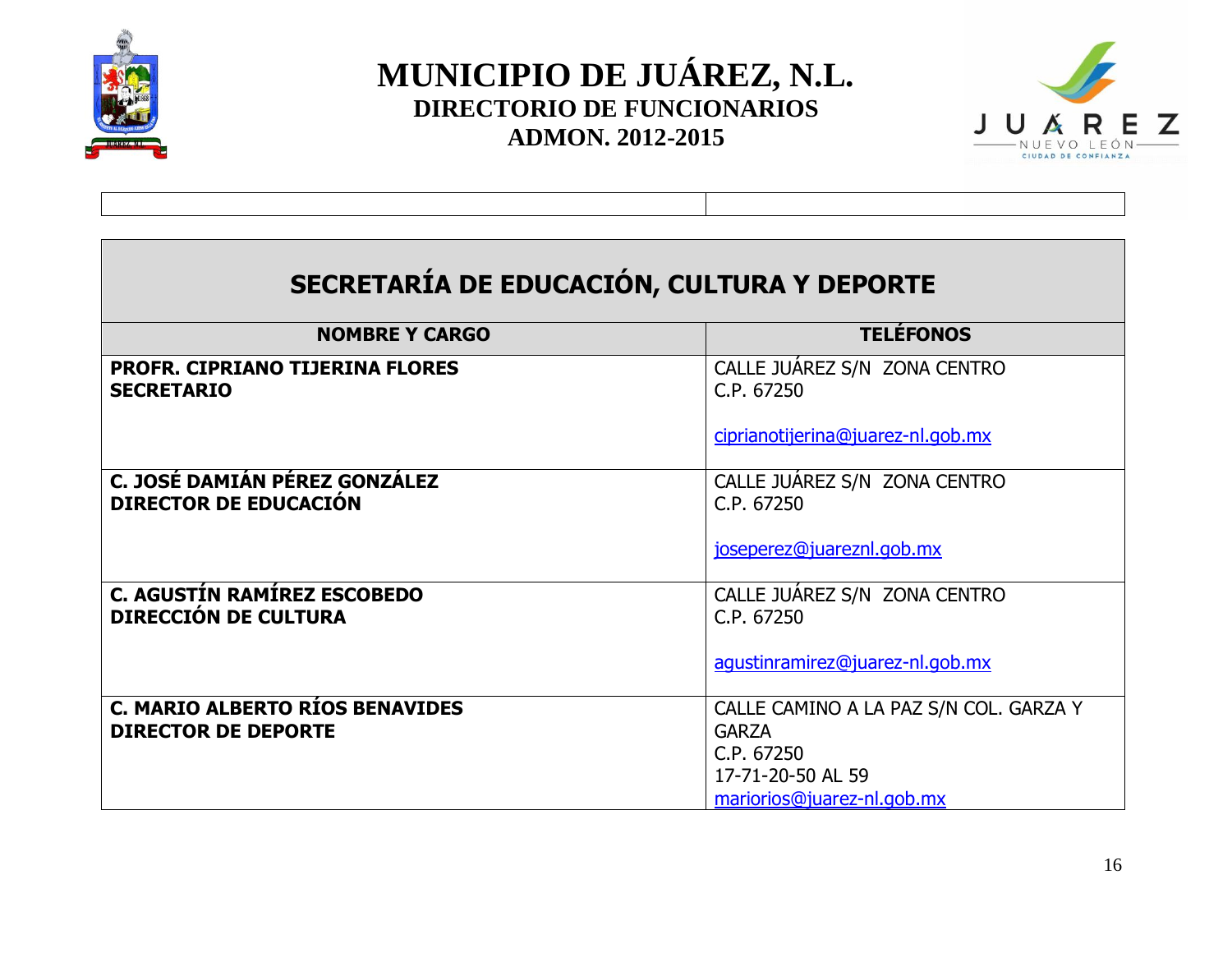# MUNICIPIO DE JUÁREZ, N.L.

## DIRECTORIO DE FUNCIONARIOS

## ADMON. 2012-2015

| | |
|---|---|
| | |

| SECRETARÍA DE EDUCACIÓN, CULTURA Y DEPORTE | |
|---|---|
| **NOMBRE Y CARGO** | **TELÉFONOS** |
| **PROFR. CIPRIANO TIJERINA FLORES**<br>**SECRETARIO** | CALLE JUÁREZ S/N ZONA CENTRO<br>C.P. 67250<br><br>ciprianotijerina@juarez-nl.gob.mx |
| **C. JOSÉ DAMIÁN PÉREZ GONZÁLEZ**<br>**DIRECTOR DE EDUCACIÓN** | CALLE JUÁREZ S/N ZONA CENTRO<br>C.P. 67250<br><br>joseperez@juareznl.gob.mx |
| **C. AGUSTÍN RAMÍREZ ESCOBEDO**<br>**DIRECCIÓN DE CULTURA** | CALLE JUÁREZ S/N ZONA CENTRO<br>C.P. 67250<br><br>agustinramirez@juarez-nl.gob.mx |
| **C. MARIO ALBERTO RÍOS BENAVIDES**<br>**DIRECTOR DE DEPORTE** | CALLE CAMINO A LA PAZ S/N COL. GARZA Y GARZA<br>C.P. 67250<br>17-71-20-50 AL 59<br>mariorios@juarez-nl.gob.mx |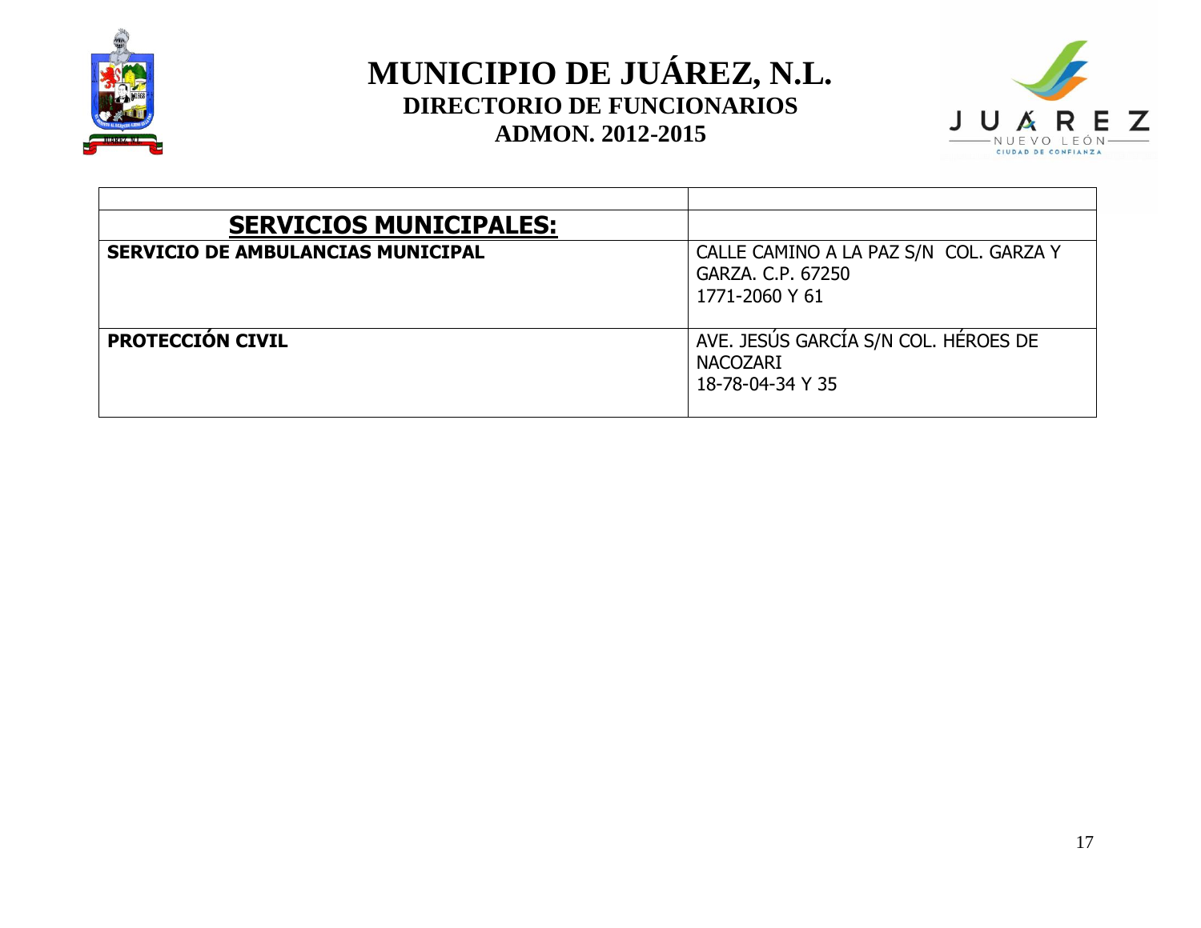# MUNICIPIO DE JUÁREZ, N.L.

## DIRECTORIO DE FUNCIONARIOS

## ADMON. 2012-2015

| | |
|---|---|
| **SERVICIOS MUNICIPALES:** | |
| **SERVICIO DE AMBULANCIAS MUNICIPAL** | CALLE CAMINO A LA PAZ S/N COL. GARZA Y GARZA. C.P. 67250<br>1771-2060 Y 61 |
| **PROTECCIÓN CIVIL** | AVE. JESÚS GARCÍA S/N COL. HÉROES DE NACOZARI<br>18-78-04-34 Y 35 |